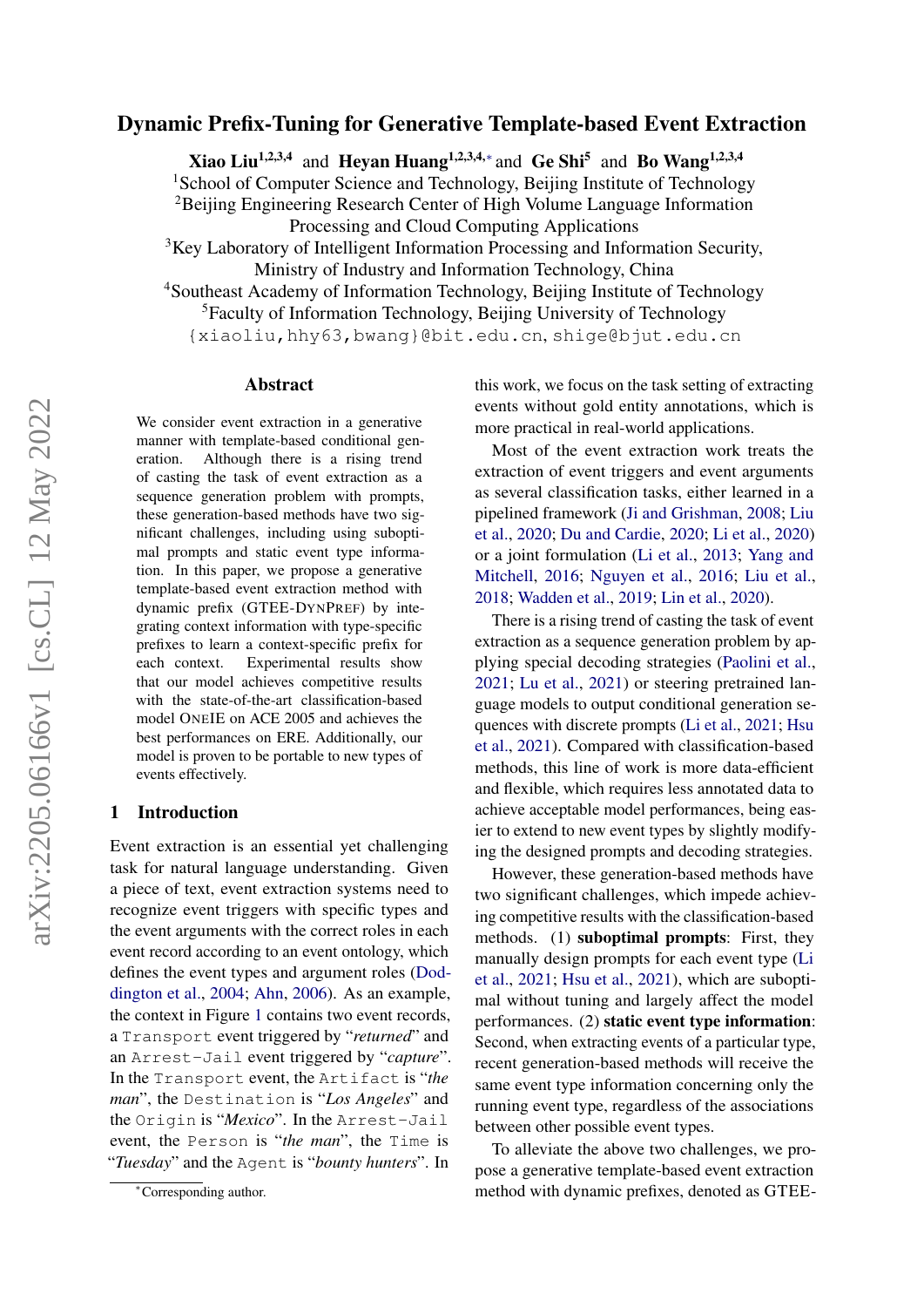# Dynamic Prefix-Tuning for Generative Template-based Event Extraction

**Xiao Liu**[1,2,3,4] and **Heyan Huang**[1,2,3,4,*] and **Ge Shi**[5] and **Bo Wang**[1,2,3,4]

[1]School of Computer Science and Technology, Beijing Institute of Technology
[2]Beijing Engineering Research Center of High Volume Language Information Processing and Cloud Computing Applications
[3]Key Laboratory of Intelligent Information Processing and Information Security, Ministry of Industry and Information Technology, China
[4]Southeast Academy of Information Technology, Beijing Institute of Technology
[5]Faculty of Information Technology, Beijing University of Technology

{xiaoliu,hhy63,bwang}@bit.edu.cn, shige@bjut.edu.cn

## Abstract

We consider event extraction in a generative manner with template-based conditional generation. Although there is a rising trend of casting the task of event extraction as a sequence generation problem with prompts, these generation-based methods have two significant challenges, including using suboptimal prompts and static event type information. In this paper, we propose a generative template-based event extraction method with dynamic prefix (GTEE-DYNPREF) by integrating context information with type-specific prefixes to learn a context-specific prefix for each context. Experimental results show that our model achieves competitive results with the state-of-the-art classification-based model ONEIE on ACE 2005 and achieves the best performances on ERE. Additionally, our model is proven to be portable to new types of events effectively.

## 1 Introduction

Event extraction is an essential yet challenging task for natural language understanding. Given a piece of text, event extraction systems need to recognize event triggers with specific types and the event arguments with the correct roles in each event record according to an event ontology, which defines the event types and argument roles (Doddington et al., 2004; Ahn, 2006). As an example, the context in Figure 1 contains two event records, a `Transport` event triggered by "*returned*" and an `Arrest-Jail` event triggered by "*capture*". In the `Transport` event, the `Artifact` is "*the man*", the `Destination` is "*Los Angeles*" and the `Origin` is "*Mexico*". In the `Arrest-Jail` event, the `Person` is "*the man*", the `Time` is "*Tuesday*" and the `Agent` is "*bounty hunters*". In this work, we focus on the task setting of extracting events without gold entity annotations, which is more practical in real-world applications.

Most of the event extraction work treats the extraction of event triggers and event arguments as several classification tasks, either learned in a pipelined framework (Ji and Grishman, 2008; Liu et al., 2020; Du and Cardie, 2020; Li et al., 2020) or a joint formulation (Li et al., 2013; Yang and Mitchell, 2016; Nguyen et al., 2016; Liu et al., 2018; Wadden et al., 2019; Lin et al., 2020).

There is a rising trend of casting the task of event extraction as a sequence generation problem by applying special decoding strategies (Paolini et al., 2021; Lu et al., 2021) or steering pretrained language models to output conditional generation sequences with discrete prompts (Li et al., 2021; Hsu et al., 2021). Compared with classification-based methods, this line of work is more data-efficient and flexible, which requires less annotated data to achieve acceptable model performances, being easier to extend to new event types by slightly modifying the designed prompts and decoding strategies.

However, these generation-based methods have two significant challenges, which impede achieving competitive results with the classification-based methods. (1) **suboptimal prompts**: First, they manually design prompts for each event type (Li et al., 2021; Hsu et al., 2021), which are suboptimal without tuning and largely affect the model performances. (2) **static event type information**: Second, when extracting events of a particular type, recent generation-based methods will receive the same event type information concerning only the running event type, regardless of the associations between other possible event types.

To alleviate the above two challenges, we propose a generative template-based event extraction method with dynamic prefixes, denoted as GTEE-

*Corresponding author.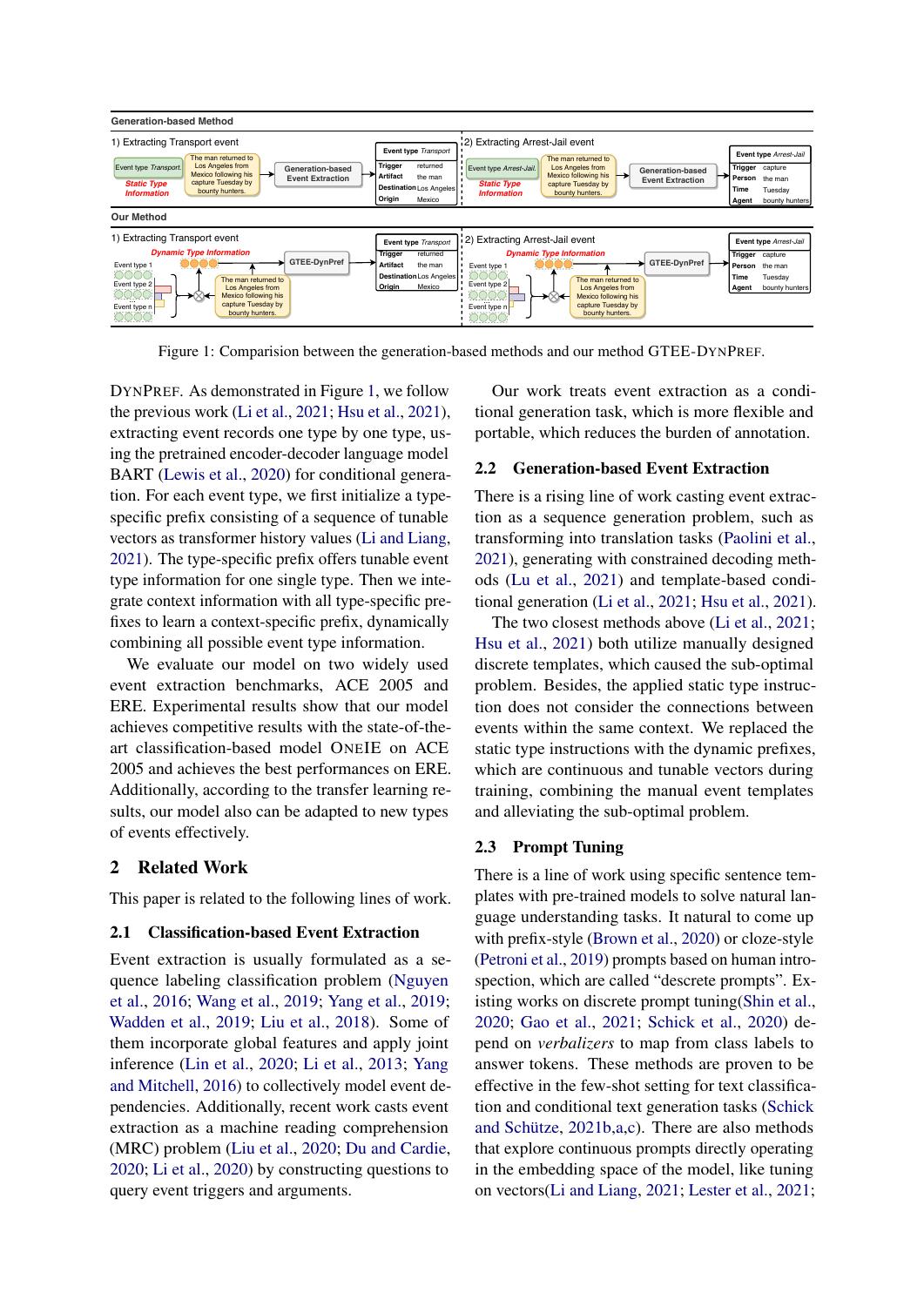Figure 1: Comparision between the generation-based methods and our method GTEE-DynPref.

DynPref. As demonstrated in Figure 1, we follow the previous work (Li et al., 2021; Hsu et al., 2021), extracting event records one type by one type, using the pretrained encoder-decoder language model BART (Lewis et al., 2020) for conditional generation. For each event type, we first initialize a type-specific prefix consisting of a sequence of tunable vectors as transformer history values (Li and Liang, 2021). The type-specific prefix offers tunable event type information for one single type. Then we integrate context information with all type-specific prefixes to learn a context-specific prefix, dynamically combining all possible event type information.

We evaluate our model on two widely used event extraction benchmarks, ACE 2005 and ERE. Experimental results show that our model achieves competitive results with the state-of-the-art classification-based model OneIE on ACE 2005 and achieves the best performances on ERE. Additionally, according to the transfer learning results, our model also can be adapted to new types of events effectively.

## 2 Related Work

This paper is related to the following lines of work.

### 2.1 Classification-based Event Extraction

Event extraction is usually formulated as a sequence labeling classification problem (Nguyen et al., 2016; Wang et al., 2019; Yang et al., 2019; Wadden et al., 2019; Liu et al., 2018). Some of them incorporate global features and apply joint inference (Lin et al., 2020; Li et al., 2013; Yang and Mitchell, 2016) to collectively model event dependencies. Additionally, recent work casts event extraction as a machine reading comprehension (MRC) problem (Liu et al., 2020; Du and Cardie, 2020; Li et al., 2020) by constructing questions to query event triggers and arguments.

Our work treats event extraction as a conditional generation task, which is more flexible and portable, which reduces the burden of annotation.

### 2.2 Generation-based Event Extraction

There is a rising line of work casting event extraction as a sequence generation problem, such as transforming into translation tasks (Paolini et al., 2021), generating with constrained decoding methods (Lu et al., 2021) and template-based conditional generation (Li et al., 2021; Hsu et al., 2021).

The two closest methods above (Li et al., 2021; Hsu et al., 2021) both utilize manually designed discrete templates, which caused the sub-optimal problem. Besides, the applied static type instruction does not consider the connections between events within the same context. We replaced the static type instructions with the dynamic prefixes, which are continuous and tunable vectors during training, combining the manual event templates and alleviating the sub-optimal problem.

### 2.3 Prompt Tuning

There is a line of work using specific sentence templates with pre-trained models to solve natural language understanding tasks. It natural to come up with prefix-style (Brown et al., 2020) or cloze-style (Petroni et al., 2019) prompts based on human introspection, which are called "descrete prompts". Existing works on discrete prompt tuning(Shin et al., 2020; Gao et al., 2021; Schick et al., 2020) depend on *verbalizers* to map from class labels to answer tokens. These methods are proven to be effective in the few-shot setting for text classification and conditional text generation tasks (Schick and Schütze, 2021b,a,c). There are also methods that explore continuous prompts directly operating in the embedding space of the model, like tuning on vectors(Li and Liang, 2021; Lester et al., 2021;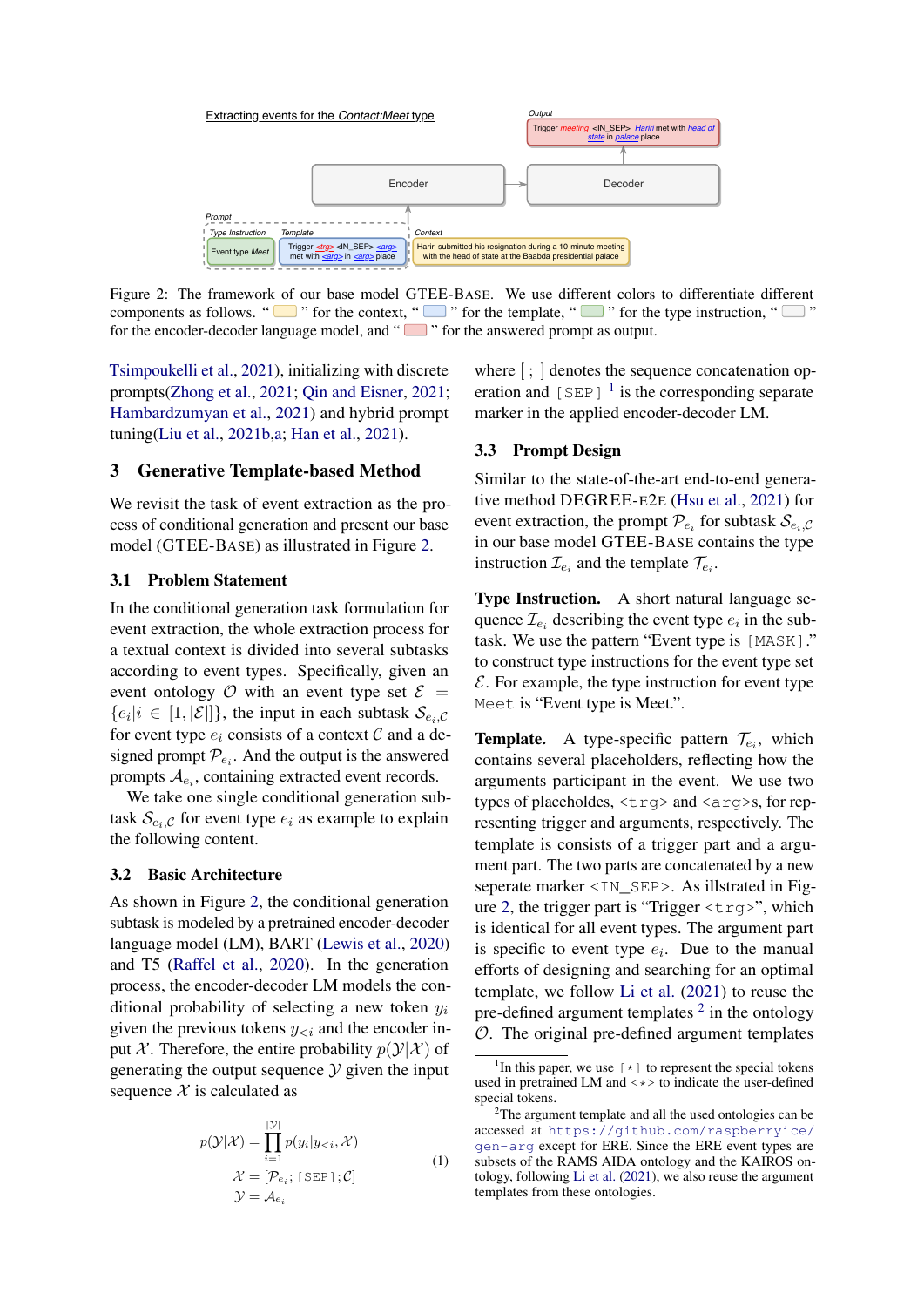Figure 2: The framework of our base model GTEE-BASE. We use different colors to differentiate different components as follows. " " for the context, " " for the template, " " for the type instruction, " " for the encoder-decoder language model, and " " for the answered prompt as output.

Tsimpoukelli et al., 2021), initializing with discrete prompts(Zhong et al., 2021; Qin and Eisner, 2021; Hambardzumyan et al., 2021) and hybrid prompt tuning(Liu et al., 2021b,a; Han et al., 2021).

## 3 Generative Template-based Method

We revisit the task of event extraction as the process of conditional generation and present our base model (GTEE-BASE) as illustrated in Figure 2.

### 3.1 Problem Statement

In the conditional generation task formulation for event extraction, the whole extraction process for a textual context is divided into several subtasks according to event types. Specifically, given an event ontology $\mathcal{O}$ with an event type set $\mathcal{E} = \{e_i | i \in [1, |\mathcal{E}|]\}$, the input in each subtask $\mathcal{S}_{e_i,\mathcal{C}}$ for event type $e_i$ consists of a context $\mathcal{C}$ and a designed prompt $\mathcal{P}_{e_i}$. And the output is the answered prompts $\mathcal{A}_{e_i}$, containing extracted event records.

We take one single conditional generation subtask $\mathcal{S}_{e_i,\mathcal{C}}$ for event type $e_i$ as example to explain the following content.

### 3.2 Basic Architecture

As shown in Figure 2, the conditional generation subtask is modeled by a pretrained encoder-decoder language model (LM), BART (Lewis et al., 2020) and T5 (Raffel et al., 2020). In the generation process, the encoder-decoder LM models the conditional probability of selecting a new token $y_i$ given the previous tokens $y_{<i}$ and the encoder input $\mathcal{X}$. Therefore, the entire probability $p(\mathcal{Y}|\mathcal{X})$ of generating the output sequence $\mathcal{Y}$ given the input sequence $\mathcal{X}$ is calculated as

$$
\begin{aligned}
p(\mathcal{Y}|\mathcal{X}) &= \prod_{i=1}^{|\mathcal{Y}|} p(y_i|y_{<i}, \mathcal{X}) \\
\mathcal{X} &= [\mathcal{P}_{e_i}; \texttt{[SEP]}; \mathcal{C}] \\
\mathcal{Y} &= \mathcal{A}_{e_i}
\end{aligned} \tag{1}
$$

where [ ; ] denotes the sequence concatenation operation and `[SEP]` [1] is the corresponding separate marker in the applied encoder-decoder LM.

### 3.3 Prompt Design

Similar to the state-of-the-art end-to-end generative method DEGREE-E2E (Hsu et al., 2021) for event extraction, the prompt $\mathcal{P}_{e_i}$ for subtask $\mathcal{S}_{e_i,\mathcal{C}}$ in our base model GTEE-BASE contains the type instruction $\mathcal{I}_{e_i}$ and the template $\mathcal{T}_{e_i}$.

**Type Instruction.** A short natural language sequence $\mathcal{I}_{e_i}$ describing the event type $e_i$ in the subtask. We use the pattern "Event type is `[MASK]`." to construct type instructions for the event type set $\mathcal{E}$. For example, the type instruction for event type `Meet` is "Event type is Meet.".

**Template.** A type-specific pattern $\mathcal{T}_{e_i}$, which contains several placeholders, reflecting how the arguments participant in the event. We use two types of placeholders, `<trg>` and `<arg>`s, for representing trigger and arguments, respectively. The template is consists of a trigger part and a argument part. The two parts are concatenated by a new seperate marker `<IN_SEP>`. As illstrated in Figure 2, the trigger part is "Trigger `<trg>`", which is identical for all event types. The argument part is specific to event type $e_i$. Due to the manual efforts of designing and searching for an optimal template, we follow Li et al. (2021) to reuse the pre-defined argument templates [2] in the ontology $\mathcal{O}$. The original pre-defined argument templates

[1] In this paper, we use `[*]` to represent the special tokens used in pretrained LM and `<*>` to indicate the user-defined special tokens.

[2] The argument template and all the used ontologies can be accessed at https://github.com/raspberryice/gen-arg except for ERE. Since the ERE event types are subsets of the RAMS AIDA ontology and the KAIROS ontology, following Li et al. (2021), we also reuse the argument templates from these ontologies.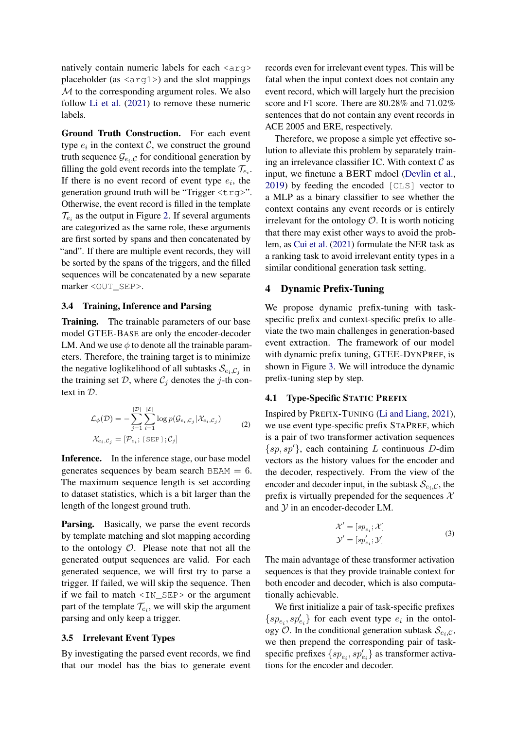natively contain numeric labels for each `<arg>` placeholder (as `<arg1>`) and the slot mappings $\mathcal{M}$ to the corresponding argument roles. We also follow Li et al. (2021) to remove these numeric labels.

**Ground Truth Construction.** For each event type $e_i$ in the context $\mathcal{C}$, we construct the ground truth sequence $\mathcal{G}_{e_i,\mathcal{C}}$ for conditional generation by filling the gold event records into the template $\mathcal{T}_{e_i}$. If there is no event record of event type $e_i$, the generation ground truth will be "Trigger `<trg>`". Otherwise, the event record is filled in the template $\mathcal{T}_{e_i}$ as the output in Figure 2. If several arguments are categorized as the same role, these arguments are first sorted by spans and then concatenated by "and". If there are multiple event records, they will be sorted by the spans of the triggers, and the filled sequences will be concatenated by a new separate marker `<OUT_SEP>`.

### 3.4 Training, Inference and Parsing

**Training.** The trainable parameters of our base model GTEE-BASE are only the encoder-decoder LM. And we use $\phi$ to denote all the trainable parameters. Therefore, the training target is to minimize the negative loglikelihood of all subtasks $\mathcal{S}_{e_i,\mathcal{C}_j}$ in the training set $\mathcal{D}$, where $\mathcal{C}_j$ denotes the $j$-th context in $\mathcal{D}$.

$$
\mathcal{L}_\phi(\mathcal{D}) = -\sum_{j=1}^{|\mathcal{D}|}\sum_{i=1}^{|\mathcal{E}|} \log p(\mathcal{G}_{e_i,\mathcal{C}_j}|\mathcal{X}_{e_i,\mathcal{C}_j}) \tag{2}
$$
$$
\mathcal{X}_{e_i,\mathcal{C}_j} = [\mathcal{P}_{e_i}; \texttt{[SEP]}; \mathcal{C}_j]
$$

**Inference.** In the inference stage, our base model generates sequences by beam search $\texttt{BEAM} = 6$. The maximum sequence length is set according to dataset statistics, which is a bit larger than the length of the longest ground truth.

**Parsing.** Basically, we parse the event records by template matching and slot mapping according to the ontology $\mathcal{O}$. Please note that not all the generated output sequences are valid. For each generated sequence, we will first try to parse a trigger. If failed, we will skip the sequence. Then if we fail to match `<IN_SEP>` or the argument part of the template $\mathcal{T}_{e_i}$, we will skip the argument parsing and only keep a trigger.

### 3.5 Irrelevant Event Types

By investigating the parsed event records, we find that our model has the bias to generate event records even for irrelevant event types. This will be fatal when the input context does not contain any event record, which will largely hurt the precision score and F1 score. There are 80.28% and 71.02% sentences that do not contain any event records in ACE 2005 and ERE, respectively.

Therefore, we propose a simple yet effective solution to alleviate this problem by separately training an irrelevance classifier IC. With context $\mathcal{C}$ as input, we finetune a BERT mdoel (Devlin et al., 2019) by feeding the encoded `[CLS]` vector to a MLP as a binary classifier to see whether the context contains any event records or is entirely irrelevant for the ontology $\mathcal{O}$. It is worth noticing that there may exist other ways to avoid the problem, as Cui et al. (2021) formulate the NER task as a ranking task to avoid irrelevant entity types in a similar conditional generation task setting.

## 4 Dynamic Prefix-Tuning

We propose dynamic prefix-tuning with task-specific prefix and context-specific prefix to alleviate the two main challenges in generation-based event extraction. The framework of our model with dynamic prefix tuning, GTEE-DYNPREF, is shown in Figure 3. We will introduce the dynamic prefix-tuning step by step.

### 4.1 Type-Specific STATIC PREFIX

Inspired by PREFIX-TUNING (Li and Liang, 2021), we use event type-specific prefix STAPREF, which is a pair of two transformer activation sequences $\{sp, sp'\}$, each containing $L$ continuous $D$-dim vectors as the history values for the encoder and the decoder, respectively. From the view of the encoder and decoder input, in the subtask $\mathcal{S}_{e_i,\mathcal{C}}$, the prefix is virtually prepended for the sequences $\mathcal{X}$ and $\mathcal{Y}$ in an encoder-decoder LM.

$$
\mathcal{X}' = [sp_{e_i}; \mathcal{X}]
$$
$$
\mathcal{Y}' = [sp'_{e_i}; \mathcal{Y}] \tag{3}
$$

The main advantage of these transformer activation sequences is that they provide trainable context for both encoder and decoder, which is also computationally achievable.

We first initialize a pair of task-specific prefixes $\{sp_{e_i}, sp'_{e_i}\}$ for each event type $e_i$ in the ontology $\mathcal{O}$. In the conditional generation subtask $\mathcal{S}_{e_i,\mathcal{C}}$, we then prepend the corresponding pair of task-specific prefixes $\{sp_{e_i}, sp'_{e_i}\}$ as transformer activations for the encoder and decoder.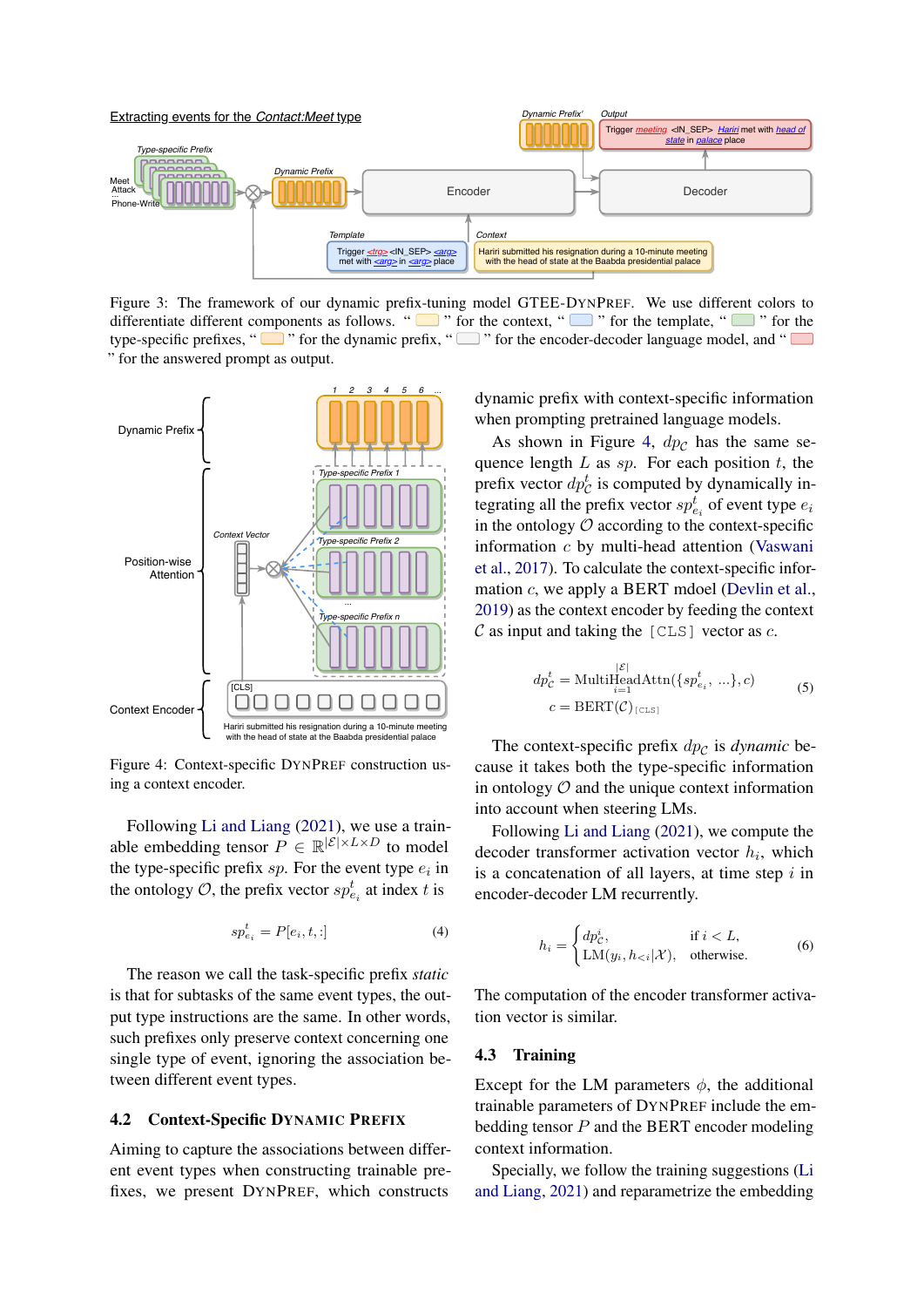Figure 3: The framework of our dynamic prefix-tuning model GTEE-DYNPREF. We use different colors to differentiate different components as follows. " " for the context, " " for the template, " " for the type-specific prefixes, " " for the dynamic prefix, " " for the encoder-decoder language model, and " " for the answered prompt as output.

Figure 4: Context-specific DYNPREF construction using a context encoder.

Following Li and Liang (2021), we use a trainable embedding tensor $P \in \mathbb{R}^{|\mathcal{E}| \times L \times D}$ to model the type-specific prefix $sp$. For the event type $e_i$ in the ontology $\mathcal{O}$, the prefix vector $sp^t_{e_i}$ at index $t$ is

$$sp^t_{e_i} = P[e_i, t, :] \tag{4}$$

The reason we call the task-specific prefix *static* is that for subtasks of the same event types, the output type instructions are the same. In other words, such prefixes only preserve context concerning one single type of event, ignoring the association between different event types.

## 4.2 Context-Specific DYNAMIC PREFIX

Aiming to capture the associations between different event types when constructing trainable prefixes, we present DYNPREF, which constructs dynamic prefix with context-specific information when prompting pretrained language models.

As shown in Figure 4, $dp_{\mathcal{C}}$ has the same sequence length $L$ as $sp$. For each position $t$, the prefix vector $dp^t_{\mathcal{C}}$ is computed by dynamically integrating all the prefix vector $sp^t_{e_i}$ of event type $e_i$ in the ontology $\mathcal{O}$ according to the context-specific information $c$ by multi-head attention (Vaswani et al., 2017). To calculate the context-specific information $c$, we apply a BERT mdoel (Devlin et al., 2019) as the context encoder by feeding the context $\mathcal{C}$ as input and taking the `[CLS]` vector as $c$.

$$\begin{aligned} dp^t_{\mathcal{C}} &= \mathrm{MultiHeadAttn}(\{sp^t_{e_i}, ...\}_{i=1}^{|\mathcal{E}|}, c) \\ c &= \mathrm{BERT}(\mathcal{C})_{[\mathrm{CLS}]} \end{aligned} \tag{5}$$

The context-specific prefix $dp_{\mathcal{C}}$ is *dynamic* because it takes both the type-specific information in ontology $\mathcal{O}$ and the unique context information into account when steering LMs.

Following Li and Liang (2021), we compute the decoder transformer activation vector $h_i$, which is a concatenation of all layers, at time step $i$ in encoder-decoder LM recurrently.

$$h_i = \begin{cases} dp^i_{\mathcal{C}}, & \text{if } i < L, \\ \mathrm{LM}(y_i, h_{<i} | \mathcal{X}), & \text{otherwise.} \end{cases} \tag{6}$$

The computation of the encoder transformer activation vector is similar.

## 4.3 Training

Except for the LM parameters $\phi$, the additional trainable parameters of DYNPREF include the embedding tensor $P$ and the BERT encoder modeling context information.

Specially, we follow the training suggestions (Li and Liang, 2021) and reparametrize the embedding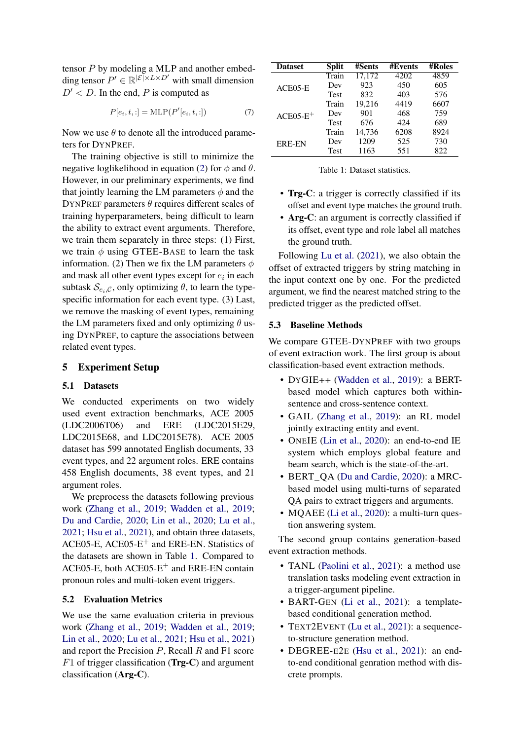tensor $P$ by modeling a MLP and another embedding tensor $P' \in \mathbb{R}^{|\mathcal{E}| \times L \times D'}$ with small dimension $D' < D$. In the end, $P$ is computed as

$$P[e_i, t, :] = \text{MLP}(P'[e_i, t, :]) \tag{7}$$

Now we use $\theta$ to denote all the introduced parameters for DynPref.

The training objective is still to minimize the negative loglikelihood in equation (2) for $\phi$ and $\theta$. However, in our preliminary experiments, we find that jointly learning the LM parameters $\phi$ and the DynPref parameters $\theta$ requires different scales of training hyperparameters, being difficult to learn the ability to extract event arguments. Therefore, we train them separately in three steps: (1) First, we train $\phi$ using GTEE-Base to learn the task information. (2) Then we fix the LM parameters $\phi$ and mask all other event types except for $e_i$ in each subtask $\mathcal{S}_{e_i,\mathcal{C}}$, only optimizing $\theta$, to learn the type-specific information for each event type. (3) Last, we remove the masking of event types, remaining the LM parameters fixed and only optimizing $\theta$ using DynPref, to capture the associations between related event types.

## 5 Experiment Setup

### 5.1 Datasets

We conducted experiments on two widely used event extraction benchmarks, ACE 2005 (LDC2006T06) and ERE (LDC2015E29, LDC2015E68, and LDC2015E78). ACE 2005 dataset has 599 annotated English documents, 33 event types, and 22 argument roles. ERE contains 458 English documents, 38 event types, and 21 argument roles.

We preprocess the datasets following previous work (Zhang et al., 2019; Wadden et al., 2019; Du and Cardie, 2020; Lin et al., 2020; Lu et al., 2021; Hsu et al., 2021), and obtain three datasets, ACE05-E, ACE05-E$^+$ and ERE-EN. Statistics of the datasets are shown in Table 1. Compared to ACE05-E, both ACE05-E$^+$ and ERE-EN contain pronoun roles and multi-token event triggers.

### 5.2 Evaluation Metrics

We use the same evaluation criteria in previous work (Zhang et al., 2019; Wadden et al., 2019; Lin et al., 2020; Lu et al., 2021; Hsu et al., 2021) and report the Precision $P$, Recall $R$ and F1 score $F1$ of trigger classification (**Trg-C**) and argument classification (**Arg-C**).

| Dataset | Split | #Sents | #Events | #Roles |
|---|---|---|---|---|
| ACE05-E | Train | 17,172 | 4202 | 4859 |
| | Dev | 923 | 450 | 605 |
| | Test | 832 | 403 | 576 |
| ACE05-E$^+$ | Train | 19,216 | 4419 | 6607 |
| | Dev | 901 | 468 | 759 |
| | Test | 676 | 424 | 689 |
| ERE-EN | Train | 14,736 | 6208 | 8924 |
| | Dev | 1209 | 525 | 730 |
| | Test | 1163 | 551 | 822 |

Table 1: Dataset statistics.

- **Trg-C**: a trigger is correctly classified if its offset and event type matches the ground truth.
- **Arg-C**: an argument is correctly classified if its offset, event type and role label all matches the ground truth.

Following Lu et al. (2021), we also obtain the offset of extracted triggers by string matching in the input context one by one. For the predicted argument, we find the nearest matched string to the predicted trigger as the predicted offset.

### 5.3 Baseline Methods

We compare GTEE-DynPref with two groups of event extraction work. The first group is about classification-based event extraction methods.

- DyGIE++ (Wadden et al., 2019): a BERT-based model which captures both within-sentence and cross-sentence context.
- GAIL (Zhang et al., 2019): an RL model jointly extracting entity and event.
- OneIE (Lin et al., 2020): an end-to-end IE system which employs global feature and beam search, which is the state-of-the-art.
- BERT_QA (Du and Cardie, 2020): a MRC-based model using multi-turns of separated QA pairs to extract triggers and arguments.
- MQAEE (Li et al., 2020): a multi-turn question answering system.

The second group contains generation-based event extraction methods.

- TANL (Paolini et al., 2021): a method use translation tasks modeling event extraction in a trigger-argument pipeline.
- BART-Gen (Li et al., 2021): a template-based conditional generation method.
- Text2Event (Lu et al., 2021): a sequence-to-structure generation method.
- DEGREE-E2E (Hsu et al., 2021): an end-to-end conditional genration method with discrete prompts.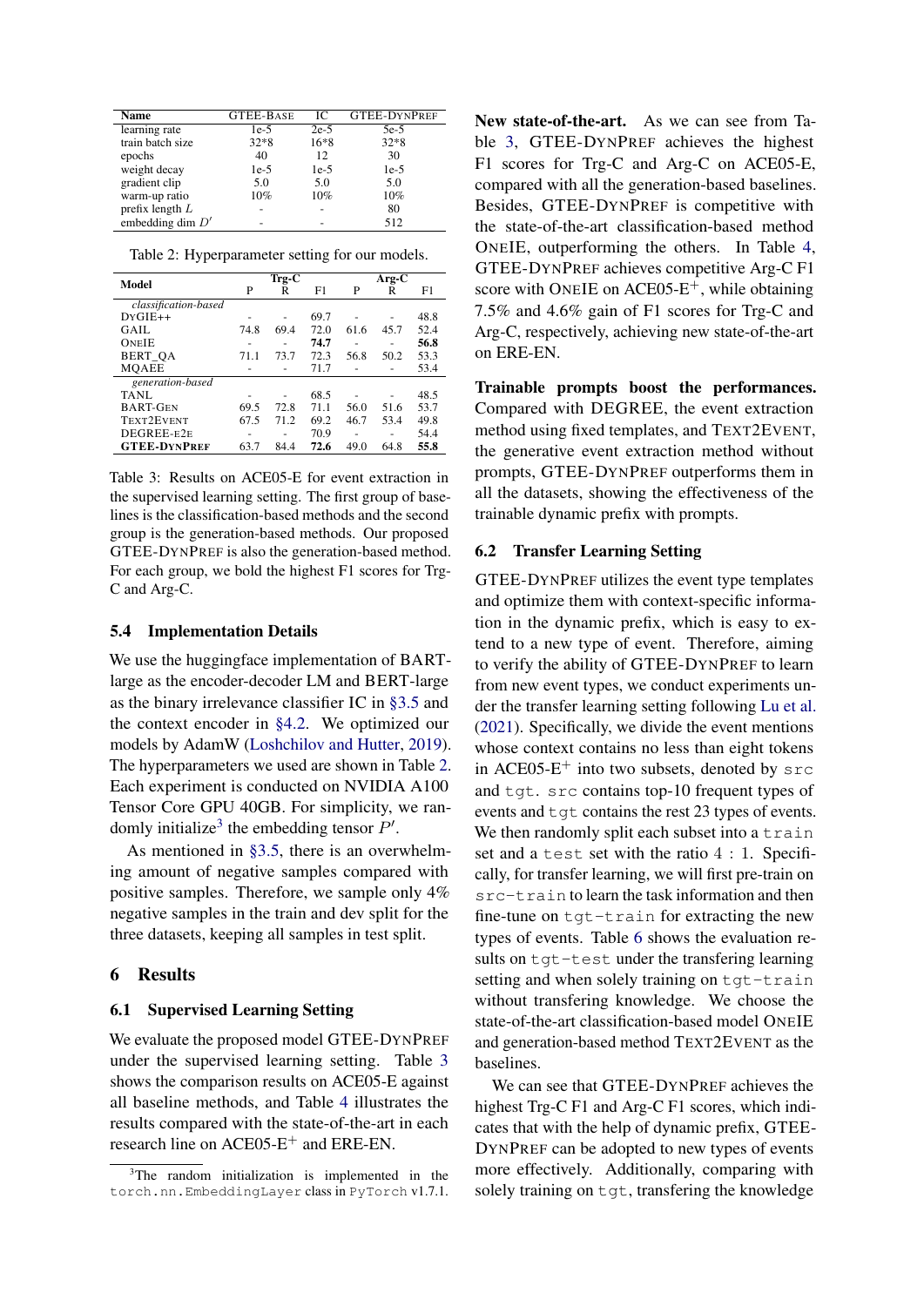| Name | GTEE-BASE | IC | GTEE-DYNPREF |
|---|---|---|---|
| learning rate | 1e-5 | 2e-5 | 5e-5 |
| train batch size | 32*8 | 16*8 | 32*8 |
| epochs | 40 | 12 | 30 |
| weight decay | 1e-5 | 1e-5 | 1e-5 |
| gradient clip | 5.0 | 5.0 | 5.0 |
| warm-up ratio | 10% | 10% | 10% |
| prefix length $L$ | - | - | 80 |
| embedding dim $D'$ | - | - | 512 |

Table 2: Hyperparameter setting for our models.

| Model | Trg-C | | | Arg-C | | |
|---|---|---|---|---|---|---|
| | P | R | F1 | P | R | F1 |
| *classification-based* | | | | | | |
| DYGIE++ | - | - | 69.7 | - | - | 48.8 |
| GAIL | 74.8 | 69.4 | 72.0 | 61.6 | 45.7 | 52.4 |
| ONEIE | - | - | **74.7** | - | - | **56.8** |
| BERT_QA | 71.1 | 73.7 | 72.3 | 56.8 | 50.2 | 53.3 |
| MQAEE | - | - | 71.7 | - | - | 53.4 |
| *generation-based* | | | | | | |
| TANL | - | - | 68.5 | - | - | 48.5 |
| BART-GEN | 69.5 | 72.8 | 71.1 | 56.0 | 51.6 | 53.7 |
| TEXT2EVENT | 67.5 | 71.2 | 69.2 | 46.7 | 53.4 | 49.8 |
| DEGREE-E2E | - | - | 70.9 | - | - | 54.4 |
| **GTEE-DYNPREF** | 63.7 | 84.4 | **72.6** | 49.0 | 64.8 | **55.8** |

Table 3: Results on ACE05-E for event extraction in the supervised learning setting. The first group of baselines is the classification-based methods and the second group is the generation-based methods. Our proposed GTEE-DYNPREF is also the generation-based method. For each group, we bold the highest F1 scores for Trg-C and Arg-C.

### 5.4 Implementation Details

We use the huggingface implementation of BART-large as the encoder-decoder LM and BERT-large as the binary irrelevance classifier IC in §3.5 and the context encoder in §4.2. We optimized our models by AdamW (Loshchilov and Hutter, 2019). The hyperparameters we used are shown in Table 2. Each experiment is conducted on NVIDIA A100 Tensor Core GPU 40GB. For simplicity, we randomly initialize[3] the embedding tensor $P'$.

As mentioned in §3.5, there is an overwhelming amount of negative samples compared with positive samples. Therefore, we sample only 4% negative samples in the train and dev split for the three datasets, keeping all samples in test split.

## 6 Results

### 6.1 Supervised Learning Setting

We evaluate the proposed model GTEE-DYNPREF under the supervised learning setting. Table 3 shows the comparison results on ACE05-E against all baseline methods, and Table 4 illustrates the results compared with the state-of-the-art in each research line on ACE05-E$^+$ and ERE-EN.

[3]The random initialization is implemented in the `torch.nn.EmbeddingLayer` class in `PyTorch` v1.7.1.

**New state-of-the-art.** As we can see from Table 3, GTEE-DYNPREF achieves the highest F1 scores for Trg-C and Arg-C on ACE05-E, compared with all the generation-based baselines. Besides, GTEE-DYNPREF is competitive with the state-of-the-art classification-based method ONEIE, outperforming the others. In Table 4, GTEE-DYNPREF achieves competitive Arg-C F1 score with ONEIE on ACE05-E$^+$, while obtaining 7.5% and 4.6% gain of F1 scores for Trg-C and Arg-C, respectively, achieving new state-of-the-art on ERE-EN.

**Trainable prompts boost the performances.** Compared with DEGREE, the event extraction method using fixed templates, and TEXT2EVENT, the generative event extraction method without prompts, GTEE-DYNPREF outperforms them in all the datasets, showing the effectiveness of the trainable dynamic prefix with prompts.

### 6.2 Transfer Learning Setting

GTEE-DYNPREF utilizes the event type templates and optimize them with context-specific information in the dynamic prefix, which is easy to extend to a new type of event. Therefore, aiming to verify the ability of GTEE-DYNPREF to learn from new event types, we conduct experiments under the transfer learning setting following Lu et al. (2021). Specifically, we divide the event mentions whose context contains no less than eight tokens in ACE05-E$^+$ into two subsets, denoted by `src` and `tgt`. `src` contains top-10 frequent types of events and `tgt` contains the rest 23 types of events. We then randomly split each subset into a `train` set and a `test` set with the ratio 4 : 1. Specifically, for transfer learning, we will first pre-train on `src-train` to learn the task information and then fine-tune on `tgt-train` for extracting the new types of events. Table 6 shows the evaluation results on `tgt-test` under the transfering learning setting and when solely training on `tgt-train` without transfering knowledge. We choose the state-of-the-art classification-based model ONEIE and generation-based method TEXT2EVENT as the baselines.

We can see that GTEE-DYNPREF achieves the highest Trg-C F1 and Arg-C F1 scores, which indicates that with the help of dynamic prefix, GTEE-DYNPREF can be adopted to new types of events more effectively. Additionally, comparing with solely training on `tgt`, transfering the knowledge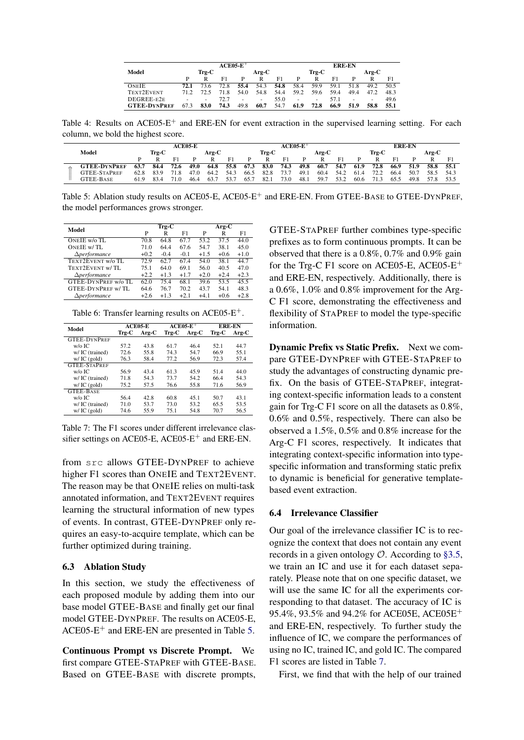| Model | ACE05-E$^+$ | | | | | | ERE-EN | | | | | |
|---|---|---|---|---|---|---|---|---|---|---|---|---|
| | Trg-C | | | Arg-C | | | Trg-C | | | Arg-C | | |
| | P | R | F1 | P | R | F1 | P | R | F1 | P | R | F1 |
| ONEIE | **72.1** | 73.6 | 72.8 | **55.4** | 54.3 | **54.8** | 58.4 | 59.9 | 59.1 | 51.8 | 49.2 | 50.5 |
| TEXT2EVENT | 71.2 | 72.5 | 71.8 | 54.0 | 54.8 | 54.4 | 59.2 | 59.6 | 59.4 | 49.4 | 47.2 | 48.3 |
| DEGREE-E2E | - | - | 72.7 | - | - | 55.0 | - | - | 57.1 | - | - | 49.6 |
| **GTEE-DYNPREF** | 67.3 | **83.0** | **74.3** | 49.8 | **60.7** | 54.7 | **61.9** | **72.8** | **66.9** | **51.9** | **58.8** | **55.1** |

Table 4: Results on ACE05-E$^+$ and ERE-EN for event extraction in the supervised learning setting. For each column, we bold the highest score.

| Model | ACE05-E | | | | | | ACE05-E$^+$ | | | | | | ERE-EN | | | | | |
|---|---|---|---|---|---|---|---|---|---|---|---|---|---|---|---|---|---|---|
| | Trg-C | | | Arg-C | | | Trg-C | | | Arg-C | | | Trg-C | | | Arg-C | | |
| | P | R | F1 | P | R | F1 | P | R | F1 | P | R | F1 | P | R | F1 | P | R | F1 |
| **GTEE-DYNPREF** | **63.7** | **84.4** | **72.6** | **49.0** | **64.8** | **55.8** | **67.3** | **83.0** | **74.3** | **49.8** | **60.7** | **54.7** | **61.9** | **72.8** | **66.9** | **51.9** | **58.8** | **55.1** |
| GTEE-STAPREF | 62.8 | 83.9 | 71.8 | 47.0 | 64.2 | 54.3 | 66.5 | 82.8 | 73.7 | 49.1 | 60.4 | 54.2 | 61.4 | 72.2 | 66.4 | 50.7 | 58.5 | 54.3 |
| GTEE-BASE | 61.9 | 83.4 | 71.0 | 46.4 | 63.7 | 53.7 | 65.7 | 82.1 | 73.0 | 48.1 | 59.7 | 53.2 | 60.6 | 71.3 | 65.5 | 49.8 | 57.8 | 53.5 |

Table 5: Ablation study results on ACE05-E, ACE05-E$^+$ and ERE-EN. From GTEE-BASE to GTEE-DYNPREF, the model performances grows stronger.

| Model | Trg-C | | | Arg-C | | |
|---|---|---|---|---|---|---|
| | P | R | F1 | P | R | F1 |
| ONEIE w/o TL | 70.8 | 64.8 | 67.7 | 53.2 | 37.5 | 44.0 |
| ONEIE w/ TL | 71.0 | 64.4 | 67.6 | 54.7 | 38.1 | 45.0 |
| *∆performance* | +0.2 | -0.4 | -0.1 | +1.5 | +0.6 | +1.0 |
| TEXT2EVENT w/o TL | 72.9 | 62.7 | 67.4 | 54.0 | 38.1 | 44.7 |
| TEXT2EVENT w/ TL | 75.1 | 64.0 | 69.1 | 56.0 | 40.5 | 47.0 |
| *∆performance* | +2.2 | +1.3 | +1.7 | +2.0 | +2.4 | +2.3 |
| GTEE-DYNPREF w/o TL | 62.0 | 75.4 | 68.1 | 39.6 | 53.5 | 45.5 |
| GTEE-DYNPREF w/ TL | 64.6 | 76.7 | 70.2 | 43.7 | 54.1 | 48.3 |
| *∆performance* | +2.6 | +1.3 | +2.1 | +4.1 | +0.6 | +2.8 |

Table 6: Transfer learning results on ACE05-E$^+$.

| Model | ACE05-E | | ACE05-E$^+$ | | ERE-EN | |
|---|---|---|---|---|---|---|
| | Trg-C | Arg-C | Trg-C | Arg-C | Trg-C | Arg-C |
| GTEE-DYNPREF | | | | | | |
| w/o IC | 57.2 | 43.8 | 61.7 | 46.4 | 52.1 | 44.7 |
| w/ IC (trained) | 72.6 | 55.8 | 74.3 | 54.7 | 66.9 | 55.1 |
| w/ IC (gold) | 76.3 | 58.4 | 77.2 | 56.9 | 72.3 | 57.4 |
| GTEE-STAPREF | | | | | | |
| w/o IC | 56.9 | 43.4 | 61.3 | 45.9 | 51.4 | 44.0 |
| w/ IC (trained) | 71.8 | 54.3 | 73.7 | 54.2 | 66.4 | 54.3 |
| w/ IC (gold) | 75.2 | 57.5 | 76.6 | 55.8 | 71.6 | 56.9 |
| GTEE-BASE | | | | | | |
| w/o IC | 56.4 | 42.8 | 60.8 | 45.1 | 50.7 | 43.1 |
| w/ IC (trained) | 71.0 | 53.7 | 73.0 | 53.2 | 65.5 | 53.5 |
| w/ IC (gold) | 74.6 | 55.9 | 75.1 | 54.8 | 70.7 | 56.5 |

Table 7: The F1 scores under different irrelevance classifier settings on ACE05-E, ACE05-E$^+$ and ERE-EN.

from `src` allows GTEE-DYNPREF to achieve higher F1 scores than ONEIE and TEXT2EVENT. The reason may be that ONEIE relies on multi-task annotated information, and TEXT2EVENT requires learning the structural information of new types of events. In contrast, GTEE-DYNPREF only requires an easy-to-acquire template, which can be further optimized during training.

### 6.3 Ablation Study

In this section, we study the effectiveness of each proposed module by adding them into our base model GTEE-BASE and finally get our final model GTEE-DYNPREF. The results on ACE05-E, ACE05-E$^+$ and ERE-EN are presented in Table 5.

**Continuous Prompt vs Discrete Prompt.** We first compare GTEE-STAPREF with GTEE-BASE. Based on GTEE-BASE with discrete prompts, GTEE-STAPREF further combines type-specific prefixes as to form continuous prompts. It can be observed that there is a 0.8%, 0.7% and 0.9% gain for the Trg-C F1 score on ACE05-E, ACE05-E$^+$ and ERE-EN, respectively. Additionally, there is a 0.6%, 1.0% and 0.8% improvement for the Arg-C F1 score, demonstrating the effectiveness and flexibility of STAPREF to model the type-specific information.

**Dynamic Prefix vs Static Prefix.** Next we compare GTEE-DYNPREF with GTEE-STAPREF to study the advantages of constructing dynamic prefix. On the basis of GTEE-STAPREF, integrating context-specific information leads to a constent gain for Trg-C F1 score on all the datasets as 0.8%, 0.6% and 0.5%, respectively. There can also be observed a 1.5%, 0.5% and 0.8% increase for the Arg-C F1 scores, respectively. It indicates that integrating context-specific information into type-specific information and transforming static prefix to dynamic is beneficial for generative template-based event extraction.

### 6.4 Irrelevance Classifier

Our goal of the irrelevance classifier IC is to recognize the context that does not contain any event records in a given ontology $\mathcal{O}$. According to §3.5, we train an IC and use it for each dataset separately. Please note that on one specific dataset, we will use the same IC for all the experiments corresponding to that dataset. The accuracy of IC is 95.4%, 93.5% and 94.2% for ACE05E, ACE05E$^+$ and ERE-EN, respectively. To further study the influence of IC, we compare the performances of using no IC, trained IC, and gold IC. The compared F1 scores are listed in Table 7.

First, we find that with the help of our trained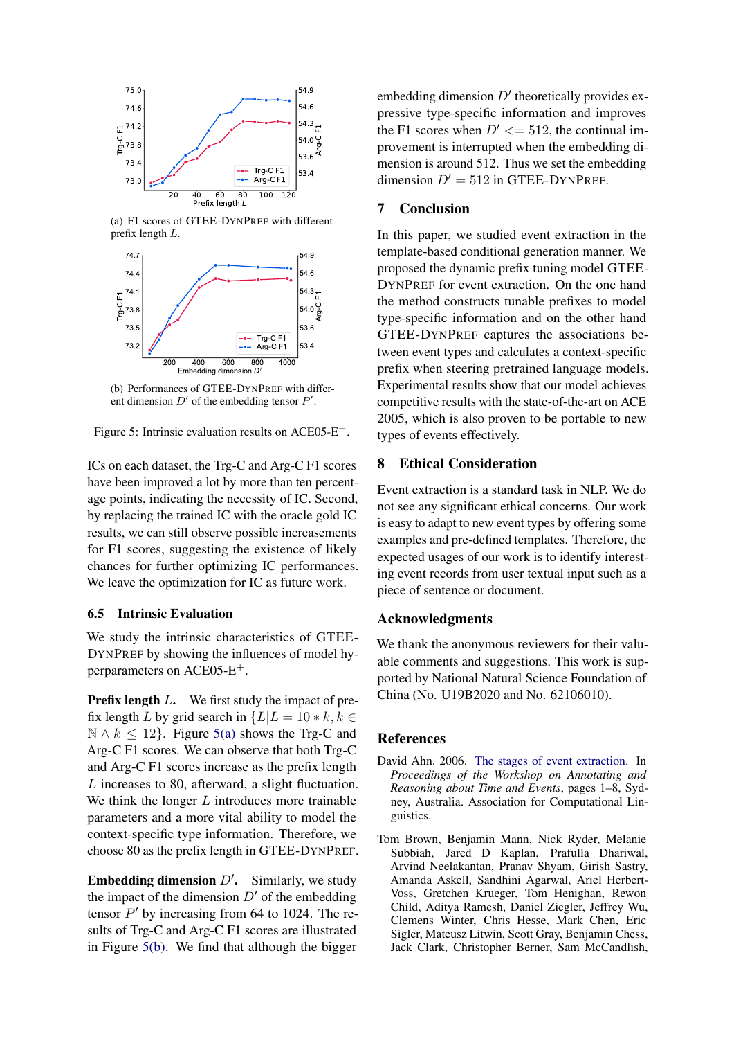(a) F1 scores of GTEE-DYNPREF with different prefix length $L$.

(b) Performances of GTEE-DYNPREF with different dimension $D'$ of the embedding tensor $P'$.

Figure 5: Intrinsic evaluation results on ACE05-E$^+$.

ICs on each dataset, the Trg-C and Arg-C F1 scores have been improved a lot by more than ten percentage points, indicating the necessity of IC. Second, by replacing the trained IC with the oracle gold IC results, we can still observe possible increasements for F1 scores, suggesting the existence of likely chances for further optimizing IC performances. We leave the optimization for IC as future work.

### 6.5 Intrinsic Evaluation

We study the intrinsic characteristics of GTEE-DYNPREF by showing the influences of model hyperparameters on ACE05-E$^+$.

**Prefix length $L$.** We first study the impact of prefix length $L$ by grid search in $\{L|L = 10 * k, k \in \mathbb{N} \wedge k \leq 12\}$. Figure 5(a) shows the Trg-C and Arg-C F1 scores. We can observe that both Trg-C and Arg-C F1 scores increase as the prefix length $L$ increases to 80, afterward, a slight fluctuation. We think the longer $L$ introduces more trainable parameters and a more vital ability to model the context-specific type information. Therefore, we choose 80 as the prefix length in GTEE-DYNPREF.

**Embedding dimension $D'$.** Similarly, we study the impact of the dimension $D'$ of the embedding tensor $P'$ by increasing from 64 to 1024. The results of Trg-C and Arg-C F1 scores are illustrated in Figure 5(b). We find that although the bigger embedding dimension $D'$ theoretically provides expressive type-specific information and improves the F1 scores when $D' <= 512$, the continual improvement is interrupted when the embedding dimension is around 512. Thus we set the embedding dimension $D' = 512$ in GTEE-DYNPREF.

## 7 Conclusion

In this paper, we studied event extraction in the template-based conditional generation manner. We proposed the dynamic prefix tuning model GTEE-DYNPREF for event extraction. On the one hand the method constructs tunable prefixes to model type-specific information and on the other hand GTEE-DYNPREF captures the associations between event types and calculates a context-specific prefix when steering pretrained language models. Experimental results show that our model achieves competitive results with the state-of-the-art on ACE 2005, which is also proven to be portable to new types of events effectively.

## 8 Ethical Consideration

Event extraction is a standard task in NLP. We do not see any significant ethical concerns. Our work is easy to adapt to new event types by offering some examples and pre-defined templates. Therefore, the expected usages of our work is to identify interesting event records from user textual input such as a piece of sentence or document.

## Acknowledgments

We thank the anonymous reviewers for their valuable comments and suggestions. This work is supported by National Natural Science Foundation of China (No. U19B2020 and No. 62106010).

## References

David Ahn. 2006. The stages of event extraction. In *Proceedings of the Workshop on Annotating and Reasoning about Time and Events*, pages 1–8, Sydney, Australia. Association for Computational Linguistics.

Tom Brown, Benjamin Mann, Nick Ryder, Melanie Subbiah, Jared D Kaplan, Prafulla Dhariwal, Arvind Neelakantan, Pranav Shyam, Girish Sastry, Amanda Askell, Sandhini Agarwal, Ariel Herbert-Voss, Gretchen Krueger, Tom Henighan, Rewon Child, Aditya Ramesh, Daniel Ziegler, Jeffrey Wu, Clemens Winter, Chris Hesse, Mark Chen, Eric Sigler, Mateusz Litwin, Scott Gray, Benjamin Chess, Jack Clark, Christopher Berner, Sam McCandlish,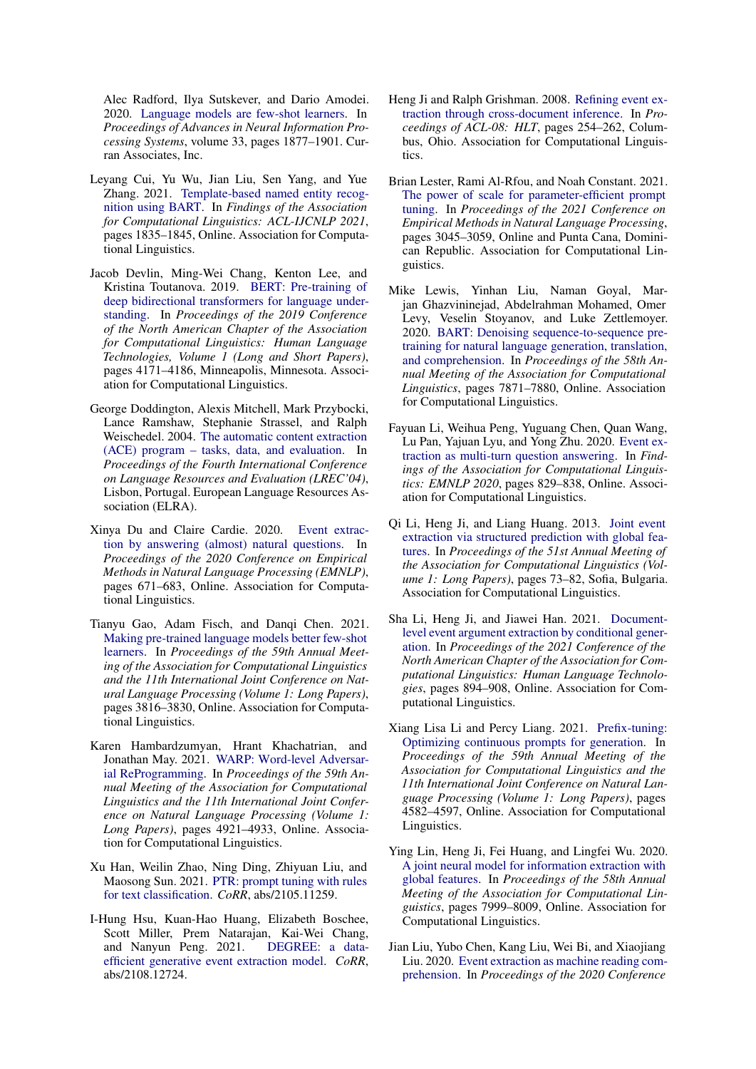Alec Radford, Ilya Sutskever, and Dario Amodei. 2020. Language models are few-shot learners. In *Proceedings of Advances in Neural Information Processing Systems*, volume 33, pages 1877–1901. Curran Associates, Inc.

Leyang Cui, Yu Wu, Jian Liu, Sen Yang, and Yue Zhang. 2021. Template-based named entity recognition using BART. In *Findings of the Association for Computational Linguistics: ACL-IJCNLP 2021*, pages 1835–1845, Online. Association for Computational Linguistics.

Jacob Devlin, Ming-Wei Chang, Kenton Lee, and Kristina Toutanova. 2019. BERT: Pre-training of deep bidirectional transformers for language understanding. In *Proceedings of the 2019 Conference of the North American Chapter of the Association for Computational Linguistics: Human Language Technologies, Volume 1 (Long and Short Papers)*, pages 4171–4186, Minneapolis, Minnesota. Association for Computational Linguistics.

George Doddington, Alexis Mitchell, Mark Przybocki, Lance Ramshaw, Stephanie Strassel, and Ralph Weischedel. 2004. The automatic content extraction (ACE) program – tasks, data, and evaluation. In *Proceedings of the Fourth International Conference on Language Resources and Evaluation (LREC'04)*, Lisbon, Portugal. European Language Resources Association (ELRA).

Xinya Du and Claire Cardie. 2020. Event extraction by answering (almost) natural questions. In *Proceedings of the 2020 Conference on Empirical Methods in Natural Language Processing (EMNLP)*, pages 671–683, Online. Association for Computational Linguistics.

Tianyu Gao, Adam Fisch, and Danqi Chen. 2021. Making pre-trained language models better few-shot learners. In *Proceedings of the 59th Annual Meeting of the Association for Computational Linguistics and the 11th International Joint Conference on Natural Language Processing (Volume 1: Long Papers)*, pages 3816–3830, Online. Association for Computational Linguistics.

Karen Hambardzumyan, Hrant Khachatrian, and Jonathan May. 2021. WARP: Word-level Adversarial ReProgramming. In *Proceedings of the 59th Annual Meeting of the Association for Computational Linguistics and the 11th International Joint Conference on Natural Language Processing (Volume 1: Long Papers)*, pages 4921–4933, Online. Association for Computational Linguistics.

Xu Han, Weilin Zhao, Ning Ding, Zhiyuan Liu, and Maosong Sun. 2021. PTR: prompt tuning with rules for text classification. *CoRR*, abs/2105.11259.

I-Hung Hsu, Kuan-Hao Huang, Elizabeth Boschee, Scott Miller, Prem Natarajan, Kai-Wei Chang, and Nanyun Peng. 2021. DEGREE: a data-efficient generative event extraction model. *CoRR*, abs/2108.12724.

Heng Ji and Ralph Grishman. 2008. Refining event extraction through cross-document inference. In *Proceedings of ACL-08: HLT*, pages 254–262, Columbus, Ohio. Association for Computational Linguistics.

Brian Lester, Rami Al-Rfou, and Noah Constant. 2021. The power of scale for parameter-efficient prompt tuning. In *Proceedings of the 2021 Conference on Empirical Methods in Natural Language Processing*, pages 3045–3059, Online and Punta Cana, Dominican Republic. Association for Computational Linguistics.

Mike Lewis, Yinhan Liu, Naman Goyal, Marjan Ghazvininejad, Abdelrahman Mohamed, Omer Levy, Veselin Stoyanov, and Luke Zettlemoyer. 2020. BART: Denoising sequence-to-sequence pre-training for natural language generation, translation, and comprehension. In *Proceedings of the 58th Annual Meeting of the Association for Computational Linguistics*, pages 7871–7880, Online. Association for Computational Linguistics.

Fayuan Li, Weihua Peng, Yuguang Chen, Quan Wang, Lu Pan, Yajuan Lyu, and Yong Zhu. 2020. Event extraction as multi-turn question answering. In *Findings of the Association for Computational Linguistics: EMNLP 2020*, pages 829–838, Online. Association for Computational Linguistics.

Qi Li, Heng Ji, and Liang Huang. 2013. Joint event extraction via structured prediction with global features. In *Proceedings of the 51st Annual Meeting of the Association for Computational Linguistics (Volume 1: Long Papers)*, pages 73–82, Sofia, Bulgaria. Association for Computational Linguistics.

Sha Li, Heng Ji, and Jiawei Han. 2021. Document-level event argument extraction by conditional generation. In *Proceedings of the 2021 Conference of the North American Chapter of the Association for Computational Linguistics: Human Language Technologies*, pages 894–908, Online. Association for Computational Linguistics.

Xiang Lisa Li and Percy Liang. 2021. Prefix-tuning: Optimizing continuous prompts for generation. In *Proceedings of the 59th Annual Meeting of the Association for Computational Linguistics and the 11th International Joint Conference on Natural Language Processing (Volume 1: Long Papers)*, pages 4582–4597, Online. Association for Computational Linguistics.

Ying Lin, Heng Ji, Fei Huang, and Lingfei Wu. 2020. A joint neural model for information extraction with global features. In *Proceedings of the 58th Annual Meeting of the Association for Computational Linguistics*, pages 7999–8009, Online. Association for Computational Linguistics.

Jian Liu, Yubo Chen, Kang Liu, Wei Bi, and Xiaojiang Liu. 2020. Event extraction as machine reading comprehension. In *Proceedings of the 2020 Conference*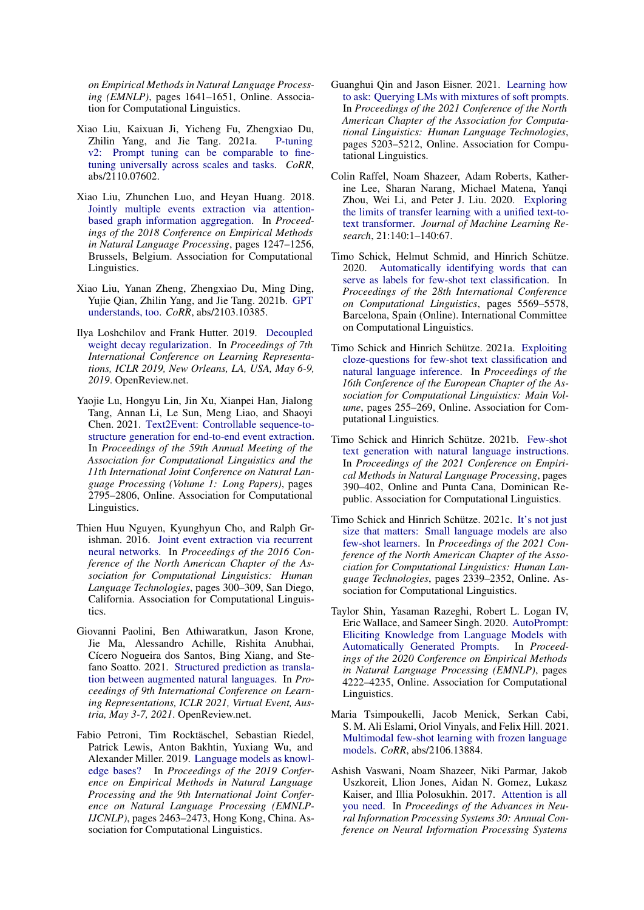*on Empirical Methods in Natural Language Processing (EMNLP)*, pages 1641–1651, Online. Association for Computational Linguistics.

Xiao Liu, Kaixuan Ji, Yicheng Fu, Zhengxiao Du, Zhilin Yang, and Jie Tang. 2021a. P-tuning v2: Prompt tuning can be comparable to fine-tuning universally across scales and tasks. *CoRR*, abs/2110.07602.

Xiao Liu, Zhunchen Luo, and Heyan Huang. 2018. Jointly multiple events extraction via attention-based graph information aggregation. In *Proceedings of the 2018 Conference on Empirical Methods in Natural Language Processing*, pages 1247–1256, Brussels, Belgium. Association for Computational Linguistics.

Xiao Liu, Yanan Zheng, Zhengxiao Du, Ming Ding, Yujie Qian, Zhilin Yang, and Jie Tang. 2021b. GPT understands, too. *CoRR*, abs/2103.10385.

Ilya Loshchilov and Frank Hutter. 2019. Decoupled weight decay regularization. In *Proceedings of 7th International Conference on Learning Representations, ICLR 2019, New Orleans, LA, USA, May 6-9, 2019*. OpenReview.net.

Yaojie Lu, Hongyu Lin, Jin Xu, Xianpei Han, Jialong Tang, Annan Li, Le Sun, Meng Liao, and Shaoyi Chen. 2021. Text2Event: Controllable sequence-to-structure generation for end-to-end event extraction. In *Proceedings of the 59th Annual Meeting of the Association for Computational Linguistics and the 11th International Joint Conference on Natural Language Processing (Volume 1: Long Papers)*, pages 2795–2806, Online. Association for Computational Linguistics.

Thien Huu Nguyen, Kyunghyun Cho, and Ralph Grishman. 2016. Joint event extraction via recurrent neural networks. In *Proceedings of the 2016 Conference of the North American Chapter of the Association for Computational Linguistics: Human Language Technologies*, pages 300–309, San Diego, California. Association for Computational Linguistics.

Giovanni Paolini, Ben Athiwaratkun, Jason Krone, Jie Ma, Alessandro Achille, Rishita Anubhai, Cícero Nogueira dos Santos, Bing Xiang, and Stefano Soatto. 2021. Structured prediction as translation between augmented natural languages. In *Proceedings of 9th International Conference on Learning Representations, ICLR 2021, Virtual Event, Austria, May 3-7, 2021*. OpenReview.net.

Fabio Petroni, Tim Rocktäschel, Sebastian Riedel, Patrick Lewis, Anton Bakhtin, Yuxiang Wu, and Alexander Miller. 2019. Language models as knowledge bases? In *Proceedings of the 2019 Conference on Empirical Methods in Natural Language Processing and the 9th International Joint Conference on Natural Language Processing (EMNLP-IJCNLP)*, pages 2463–2473, Hong Kong, China. Association for Computational Linguistics.

Guanghui Qin and Jason Eisner. 2021. Learning how to ask: Querying LMs with mixtures of soft prompts. In *Proceedings of the 2021 Conference of the North American Chapter of the Association for Computational Linguistics: Human Language Technologies*, pages 5203–5212, Online. Association for Computational Linguistics.

Colin Raffel, Noam Shazeer, Adam Roberts, Katherine Lee, Sharan Narang, Michael Matena, Yanqi Zhou, Wei Li, and Peter J. Liu. 2020. Exploring the limits of transfer learning with a unified text-to-text transformer. *Journal of Machine Learning Research*, 21:140:1–140:67.

Timo Schick, Helmut Schmid, and Hinrich Schütze. 2020. Automatically identifying words that can serve as labels for few-shot text classification. In *Proceedings of the 28th International Conference on Computational Linguistics*, pages 5569–5578, Barcelona, Spain (Online). International Committee on Computational Linguistics.

Timo Schick and Hinrich Schütze. 2021a. Exploiting cloze-questions for few-shot text classification and natural language inference. In *Proceedings of the 16th Conference of the European Chapter of the Association for Computational Linguistics: Main Volume*, pages 255–269, Online. Association for Computational Linguistics.

Timo Schick and Hinrich Schütze. 2021b. Few-shot text generation with natural language instructions. In *Proceedings of the 2021 Conference on Empirical Methods in Natural Language Processing*, pages 390–402, Online and Punta Cana, Dominican Republic. Association for Computational Linguistics.

Timo Schick and Hinrich Schütze. 2021c. It's not just size that matters: Small language models are also few-shot learners. In *Proceedings of the 2021 Conference of the North American Chapter of the Association for Computational Linguistics: Human Language Technologies*, pages 2339–2352, Online. Association for Computational Linguistics.

Taylor Shin, Yasaman Razeghi, Robert L. Logan IV, Eric Wallace, and Sameer Singh. 2020. AutoPrompt: Eliciting Knowledge from Language Models with Automatically Generated Prompts. In *Proceedings of the 2020 Conference on Empirical Methods in Natural Language Processing (EMNLP)*, pages 4222–4235, Online. Association for Computational Linguistics.

Maria Tsimpoukelli, Jacob Menick, Serkan Cabi, S. M. Ali Eslami, Oriol Vinyals, and Felix Hill. 2021. Multimodal few-shot learning with frozen language models. *CoRR*, abs/2106.13884.

Ashish Vaswani, Noam Shazeer, Niki Parmar, Jakob Uszkoreit, Llion Jones, Aidan N. Gomez, Lukasz Kaiser, and Illia Polosukhin. 2017. Attention is all you need. In *Proceedings of the Advances in Neural Information Processing Systems 30: Annual Conference on Neural Information Processing Systems*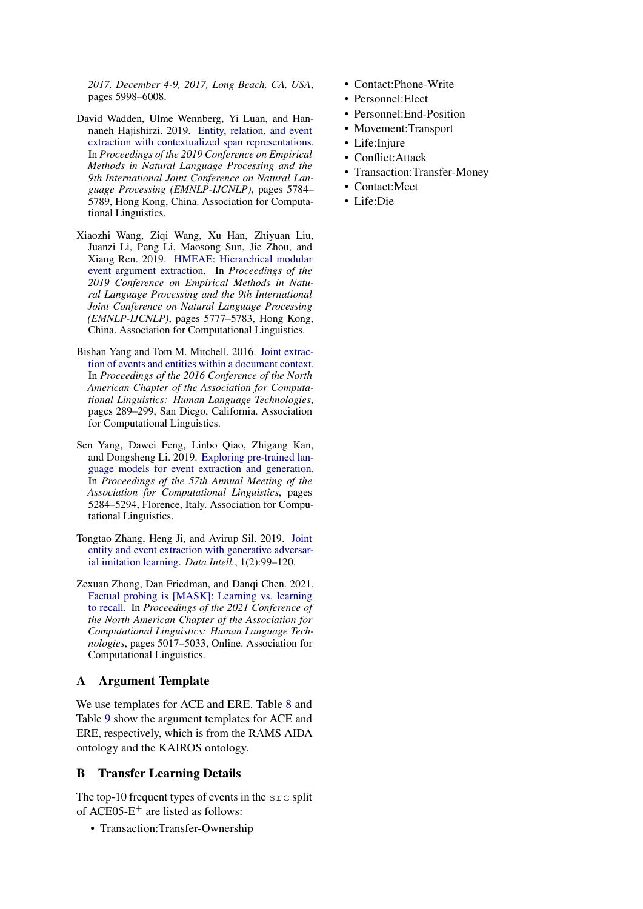2017, December 4-9, 2017, Long Beach, CA, USA, pages 5998–6008.

David Wadden, Ulme Wennberg, Yi Luan, and Hannaneh Hajishirzi. 2019. Entity, relation, and event extraction with contextualized span representations. In *Proceedings of the 2019 Conference on Empirical Methods in Natural Language Processing and the 9th International Joint Conference on Natural Language Processing (EMNLP-IJCNLP)*, pages 5784–5789, Hong Kong, China. Association for Computational Linguistics.

Xiaozhi Wang, Ziqi Wang, Xu Han, Zhiyuan Liu, Juanzi Li, Peng Li, Maosong Sun, Jie Zhou, and Xiang Ren. 2019. HMEAE: Hierarchical modular event argument extraction. In *Proceedings of the 2019 Conference on Empirical Methods in Natural Language Processing and the 9th International Joint Conference on Natural Language Processing (EMNLP-IJCNLP)*, pages 5777–5783, Hong Kong, China. Association for Computational Linguistics.

Bishan Yang and Tom M. Mitchell. 2016. Joint extraction of events and entities within a document context. In *Proceedings of the 2016 Conference of the North American Chapter of the Association for Computational Linguistics: Human Language Technologies*, pages 289–299, San Diego, California. Association for Computational Linguistics.

Sen Yang, Dawei Feng, Linbo Qiao, Zhigang Kan, and Dongsheng Li. 2019. Exploring pre-trained language models for event extraction and generation. In *Proceedings of the 57th Annual Meeting of the Association for Computational Linguistics*, pages 5284–5294, Florence, Italy. Association for Computational Linguistics.

Tongtao Zhang, Heng Ji, and Avirup Sil. 2019. Joint entity and event extraction with generative adversarial imitation learning. *Data Intell.*, 1(2):99–120.

Zexuan Zhong, Dan Friedman, and Danqi Chen. 2021. Factual probing is [MASK]: Learning vs. learning to recall. In *Proceedings of the 2021 Conference of the North American Chapter of the Association for Computational Linguistics: Human Language Technologies*, pages 5017–5033, Online. Association for Computational Linguistics.

## A Argument Template

We use templates for ACE and ERE. Table 8 and Table 9 show the argument templates for ACE and ERE, respectively, which is from the RAMS AIDA ontology and the KAIROS ontology.

## B Transfer Learning Details

The top-10 frequent types of events in the `src` split of ACE05-E$^{+}$ are listed as follows:

- Transaction:Transfer-Ownership
- Contact:Phone-Write
- Personnel:Elect
- Personnel:End-Position
- Movement:Transport
- Life:Injure
- Conflict:Attack
- Transaction:Transfer-Money
- Contact:Meet
- Life:Die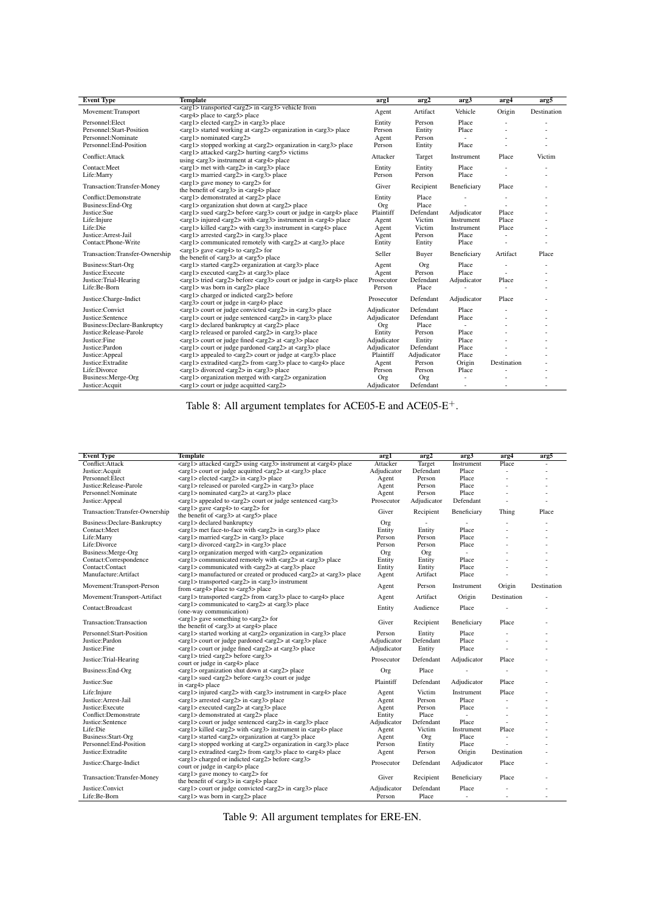| Event Type | Template | arg1 | arg2 | arg3 | arg4 | arg5 |
|---|---|---|---|---|---|---|
| Movement:Transport | <arg1> transported <arg2> in <arg3> vehicle from <arg4> place to <arg5> place | Agent | Artifact | Vehicle | Origin | Destination |
| Personnel:Elect | <arg1> elected <arg2> in <arg3> place | Entity | Person | Place | - | - |
| Personnel:Start-Position | <arg1> started working at <arg2> organization in <arg3> place | Person | Entity | Place | - | - |
| Personnel:Nominate | <arg1> nominated <arg2> | Agent | Person | - | - | - |
| Personnel:End-Position | <arg1> stopped working at <arg2> organization in <arg3> place | Person | Entity | Place | - | - |
| Conflict:Attack | <arg1> attacked <arg2> hurting <arg5> victims using <arg3> instrument at <arg4> place | Attacker | Target | Instrument | Place | Victim |
| Contact:Meet | <arg1> met with <arg2> in <arg3> place | Entity | Entity | Place | - | - |
| Life:Marry | <arg1> married <arg2> in <arg3> place | Person | Person | Place | - | - |
| Transaction:Transfer-Money | <arg1> gave money to <arg2> for the benefit of <arg3> in <arg4> place | Giver | Recipient | Beneficiary | Place | - |
| Conflict:Demonstrate | <arg1> demonstrated at <arg2> place | Entity | Place | - | - | - |
| Business:End-Org | <arg1> organization shut down at <arg2> place | Org | Place | - | - | - |
| Justice:Sue | <arg1> sued <arg2> before <arg3> court or judge in <arg4> place | Plaintiff | Defendant | Adjudicator | Place | - |
| Life:Injure | <arg1> injured <arg2> with <arg3> instrument in <arg4> place | Agent | Victim | Instrument | Place | - |
| Life:Die | <arg1> killed <arg2> with <arg3> instrument in <arg4> place | Agent | Victim | Instrument | Place | - |
| Justice:Arrest-Jail | <arg1> arrested <arg2> in <arg3> place | Agent | Person | Place | - | - |
| Contact:Phone-Write | <arg1> communicated remotely with <arg2> at <arg3> place | Entity | Entity | Place | - | - |
| Transaction:Transfer-Ownership | <arg1> gave <arg4> to <arg2> for the benefit of <arg3> at <arg5> place | Seller | Buyer | Beneficiary | Artifact | Place |
| Business:Start-Org | <arg1> started <arg2> organization at <arg3> place | Agent | Org | Place | - | - |
| Justice:Execute | <arg1> executed <arg2> at <arg3> place | Agent | Person | Place | - | - |
| Justice:Trial-Hearing | <arg1> tried <arg2> before <arg3> court or judge in <arg4> place | Prosecutor | Defendant | Adjudicator | Place | - |
| Life:Be-Born | <arg1> was born in <arg2> place | Person | Place | - | - | - |
| Justice:Charge-Indict | <arg1> charged or indicted <arg2> before <arg3> court or judge in <arg4> place | Prosecutor | Defendant | Adjudicator | Place | - |
| Justice:Convict | <arg1> court or judge convicted <arg2> in <arg3> place | Adjudicator | Defendant | Place | - | - |
| Justice:Sentence | <arg1> court or judge sentenced <arg2> in <arg3> place | Adjudicator | Defendant | Place | - | - |
| Business:Declare-Bankruptcy | <arg1> declared bankruptcy at <arg2> place | Org | Place | - | - | - |
| Justice:Release-Parole | <arg1> released or paroled <arg2> in <arg3> place | Entity | Person | Place | - | - |
| Justice:Fine | <arg1> court or judge fined <arg2> at <arg3> place | Adjudicator | Entity | Place | - | - |
| Justice:Pardon | <arg1> court or judge pardoned <arg2> at <arg3> place | Adjudicator | Defendant | Place | - | - |
| Justice:Appeal | <arg1> appealed to <arg2> court or judge at <arg3> place | Plaintiff | Adjudicator | Place | - | - |
| Justice:Extradite | <arg1> extradited <arg2> from <arg3> place to <arg4> place | Agent | Person | Origin | Destination | - |
| Life:Divorce | <arg1> divorced <arg2> in <arg3> place | Person | Person | Place | - | - |
| Business:Merge-Org | <arg1> organization merged with <arg2> organization | Org | Org | - | - | - |
| Justice:Acquit | <arg1> court or judge acquitted <arg2> | Adjudicator | Defendant | - | - | - |

Table 8: All argument templates for ACE05-E and ACE05-E$^+$.

| Event Type | Template | arg1 | arg2 | arg3 | arg4 | arg5 |
|---|---|---|---|---|---|---|
| Conflict:Attack | <arg1> attacked <arg2> using <arg3> instrument at <arg4> place | Attacker | Target | Instrument | Place | - |
| Justice:Acquit | <arg1> court or judge acquitted <arg2> at <arg3> place | Adjudicator | Defendant | Place | - | - |
| Personnel:Elect | <arg1> elected <arg2> in <arg3> place | Agent | Person | Place | - | - |
| Justice:Release-Parole | <arg1> released or paroled <arg2> in <arg3> place | Agent | Person | Place | - | - |
| Personnel:Nominate | <arg1> nominated <arg2> at <arg3> place | Agent | Person | Place | - | - |
| Justice:Appeal | <arg1> appealed to <arg2> court or judge sentenced <arg3> | Prosecutor | Adjudicator | Defendant | - | - |
| Transaction:Transfer-Ownership | <arg1> gave <arg4> to <arg2> for the benefit of <arg3> at <arg5> place | Giver | Recipient | Beneficiary | Thing | Place |
| Business:Declare-Bankruptcy | <arg1> declared bankruptcy | Org | - | - | - | - |
| Contact:Meet | <arg1> met face-to-face with <arg2> in <arg3> place | Entity | Entity | Place | - | - |
| Life:Marry | <arg1> married <arg2> in <arg3> place | Person | Person | Place | - | - |
| Life:Divorce | <arg1> divorced <arg2> in <arg3> place | Person | Person | Place | - | - |
| Business:Merge-Org | <arg1> organization merged with <arg2> organization | Org | Org | - | - | - |
| Contact:Correspondence | <arg1> communicated remotely with <arg2> at <arg3> place | Entity | Entity | Place | - | - |
| Contact:Contact | <arg1> communicated with <arg2> at <arg3> place | Entity | Entity | Place | - | - |
| Manufacture:Artifact | <arg1> manufactured or created or produced <arg2> at <arg3> place | Agent | Artifact | Place | - | - |
| Movement:Transport-Person | <arg1> transported <arg2> in <arg3> instrument from <arg4> place to <arg5> place | Agent | Person | Instrument | Origin | Destination |
| Movement:Transport-Artifact | <arg1> transported <arg2> from <arg3> place to <arg4> place | Agent | Artifact | Origin | Destination | - |
| Contact:Broadcast | <arg1> communicated to <arg2> at <arg3> place (one-way communication) | Entity | Audience | Place | - | - |
| Transaction:Transaction | <arg1> gave something to <arg2> for the benefit of <arg3> at <arg4> place | Giver | Recipient | Beneficiary | Place | - |
| Personnel:Start-Position | <arg1> started working at <arg2> organization in <arg3> place | Person | Entity | Place | - | - |
| Justice:Pardon | <arg1> court or judge pardoned <arg2> at <arg3> place | Adjudicator | Defendant | Place | - | - |
| Justice:Fine | <arg1> court or judge fined <arg2> at <arg3> place | Adjudicator | Entity | Place | - | - |
| Justice:Trial-Hearing | <arg1> tried <arg2> before <arg3> court or judge in <arg4> place | Prosecutor | Defendant | Adjudicator | Place | - |
| Business:End-Org | <arg1> organization shut down at <arg2> place | Org | Place | - | - | - |
| Justice:Sue | <arg1> sued <arg2> before <arg3> court or judge in <arg4> place | Plaintiff | Defendant | Adjudicator | Place | - |
| Life:Injure | <arg1> injured <arg2> with <arg3> instrument in <arg4> place | Agent | Victim | Instrument | Place | - |
| Justice:Arrest-Jail | <arg1> arrested <arg2> in <arg3> place | Agent | Person | Place | - | - |
| Justice:Execute | <arg1> executed <arg2> at <arg3> place | Agent | Person | Place | - | - |
| Conflict:Demonstrate | <arg1> demonstrated at <arg2> place | Entity | Place | - | - | - |
| Justice:Sentence | <arg1> court or judge sentenced <arg2> in <arg3> place | Adjudicator | Defendant | Place | - | - |
| Life:Die | <arg1> killed <arg2> with <arg3> instrument in <arg4> place | Agent | Victim | Instrument | Place | - |
| Business:Start-Org | <arg1> started <arg2> organization at <arg3> place | Agent | Org | Place | - | - |
| Personnel:End-Position | <arg1> stopped working at <arg2> organization in <arg3> place | Person | Entity | Place | - | - |
| Justice:Extradite | <arg1> extradited <arg2> from <arg3> place to <arg4> place | Agent | Person | Origin | Destination | - |
| Justice:Charge-Indict | <arg1> charged or indicted <arg2> before <arg3> court or judge in <arg4> place | Prosecutor | Defendant | Adjudicator | Place | - |
| Transaction:Transfer-Money | <arg1> gave money to <arg2> for the benefit of <arg3> in <arg4> place | Giver | Recipient | Beneficiary | Place | - |
| Justice:Convict | <arg1> court or judge convicted <arg2> in <arg3> place | Adjudicator | Defendant | Place | - | - |
| Life:Be-Born | <arg1> was born in <arg2> place | Person | Place | - | - | - |

Table 9: All argument templates for ERE-EN.